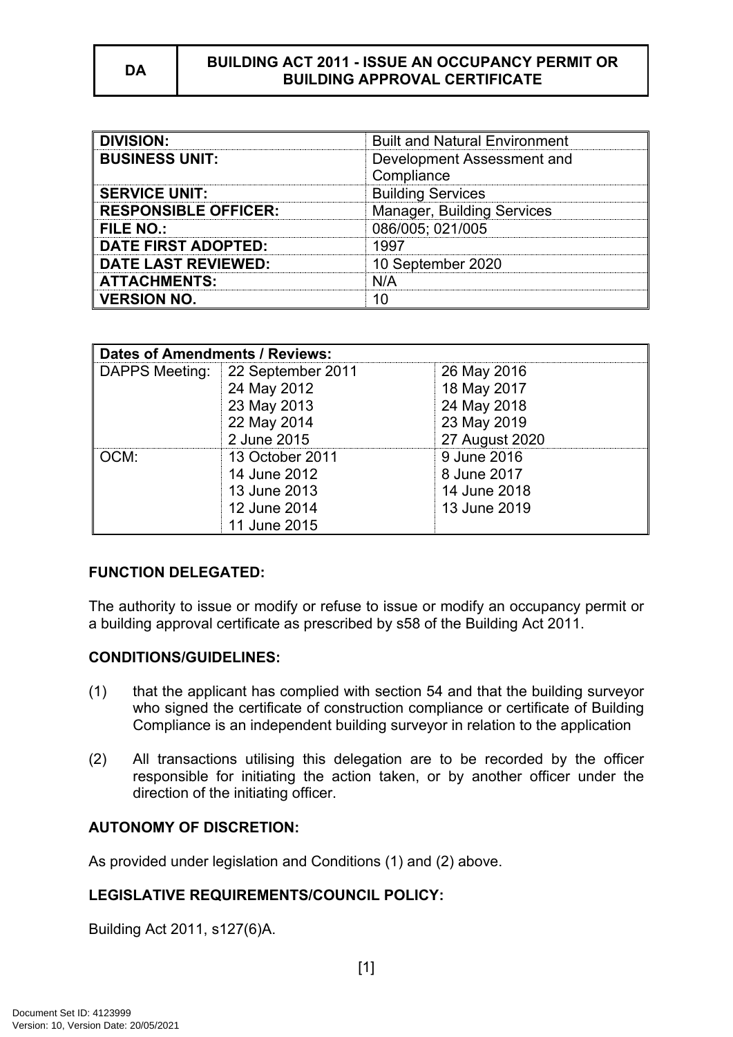| DA | BUILDING ACT 2011 - ISSUE AN OCCUPANCY PERMIT OR BUILDING APPROVAL CERTIFICATE |
|---|---|

| | |
|---|---|
| **DIVISION:** | Built and Natural Environment |
| **BUSINESS UNIT:** | Development Assessment and Compliance |
| **SERVICE UNIT:** | Building Services |
| **RESPONSIBLE OFFICER:** | Manager, Building Services |
| **FILE NO.:** | 086/005; 021/005 |
| **DATE FIRST ADOPTED:** | 1997 |
| **DATE LAST REVIEWED:** | 10 September 2020 |
| **ATTACHMENTS:** | N/A |
| **VERSION NO.** | 10 |

| **Dates of Amendments / Reviews:** | | |
|---|---|---|
| DAPPS Meeting: | 22 September 2011<br>24 May 2012<br>23 May 2013<br>22 May 2014<br>2 June 2015 | 26 May 2016<br>18 May 2017<br>24 May 2018<br>23 May 2019<br>27 August 2020 |
| OCM: | 13 October 2011<br>14 June 2012<br>13 June 2013<br>12 June 2014<br>11 June 2015 | 9 June 2016<br>8 June 2017<br>14 June 2018<br>13 June 2019 |

**FUNCTION DELEGATED:**

The authority to issue or modify or refuse to issue or modify an occupancy permit or a building approval certificate as prescribed by s58 of the Building Act 2011.

**CONDITIONS/GUIDELINES:**

(1) that the applicant has complied with section 54 and that the building surveyor who signed the certificate of construction compliance or certificate of Building Compliance is an independent building surveyor in relation to the application

(2) All transactions utilising this delegation are to be recorded by the officer responsible for initiating the action taken, or by another officer under the direction of the initiating officer.

**AUTONOMY OF DISCRETION:**

As provided under legislation and Conditions (1) and (2) above.

**LEGISLATIVE REQUIREMENTS/COUNCIL POLICY:**

Building Act 2011, s127(6)A.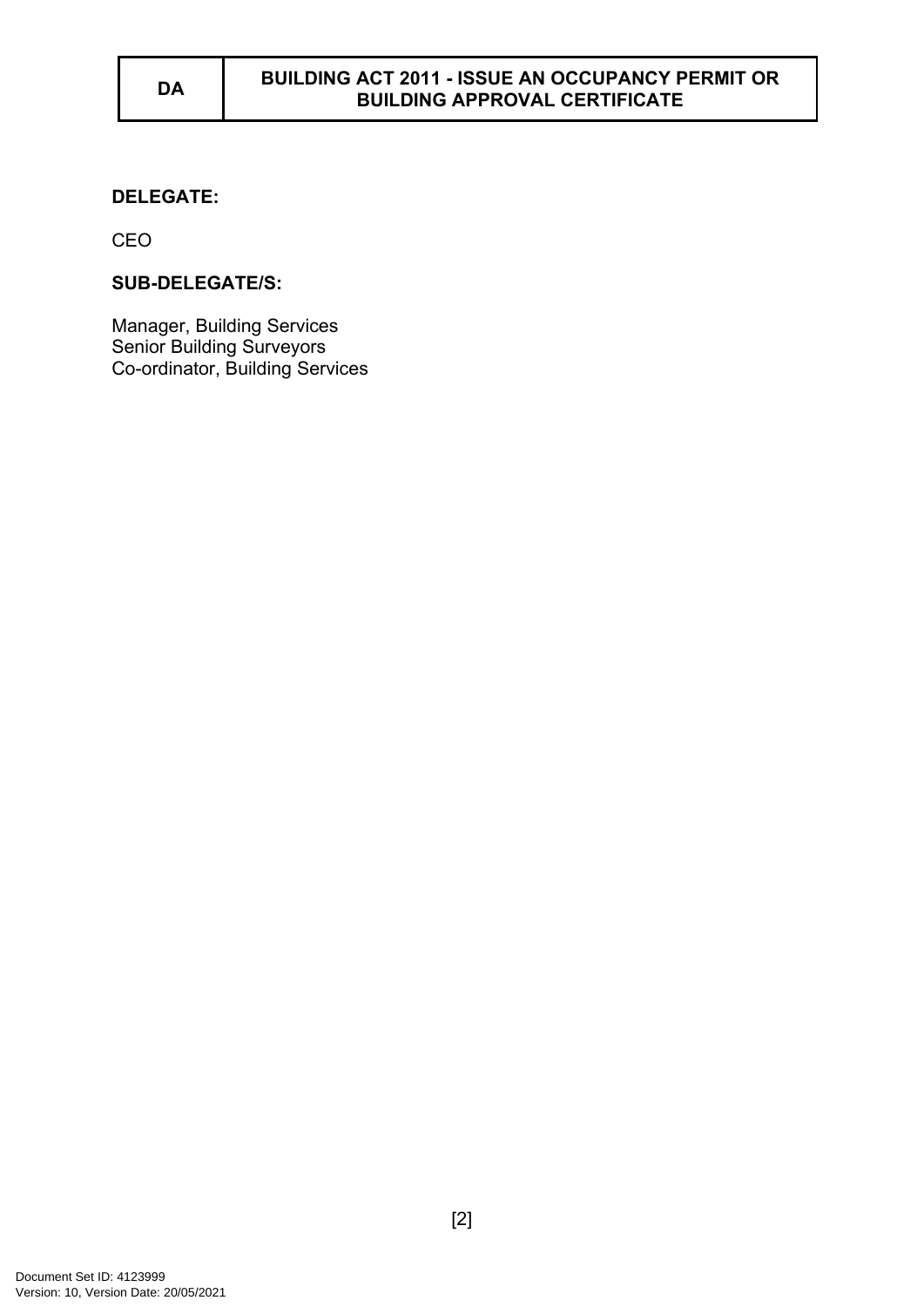| DA | BUILDING ACT 2011 - ISSUE AN OCCUPANCY PERMIT OR BUILDING APPROVAL CERTIFICATE |
|---|---|

**DELEGATE:**

CEO

**SUB-DELEGATE/S:**

Manager, Building Services
Senior Building Surveyors
Co-ordinator, Building Services

Document Set ID: 4123999
Version: 10, Version Date: 20/05/2021